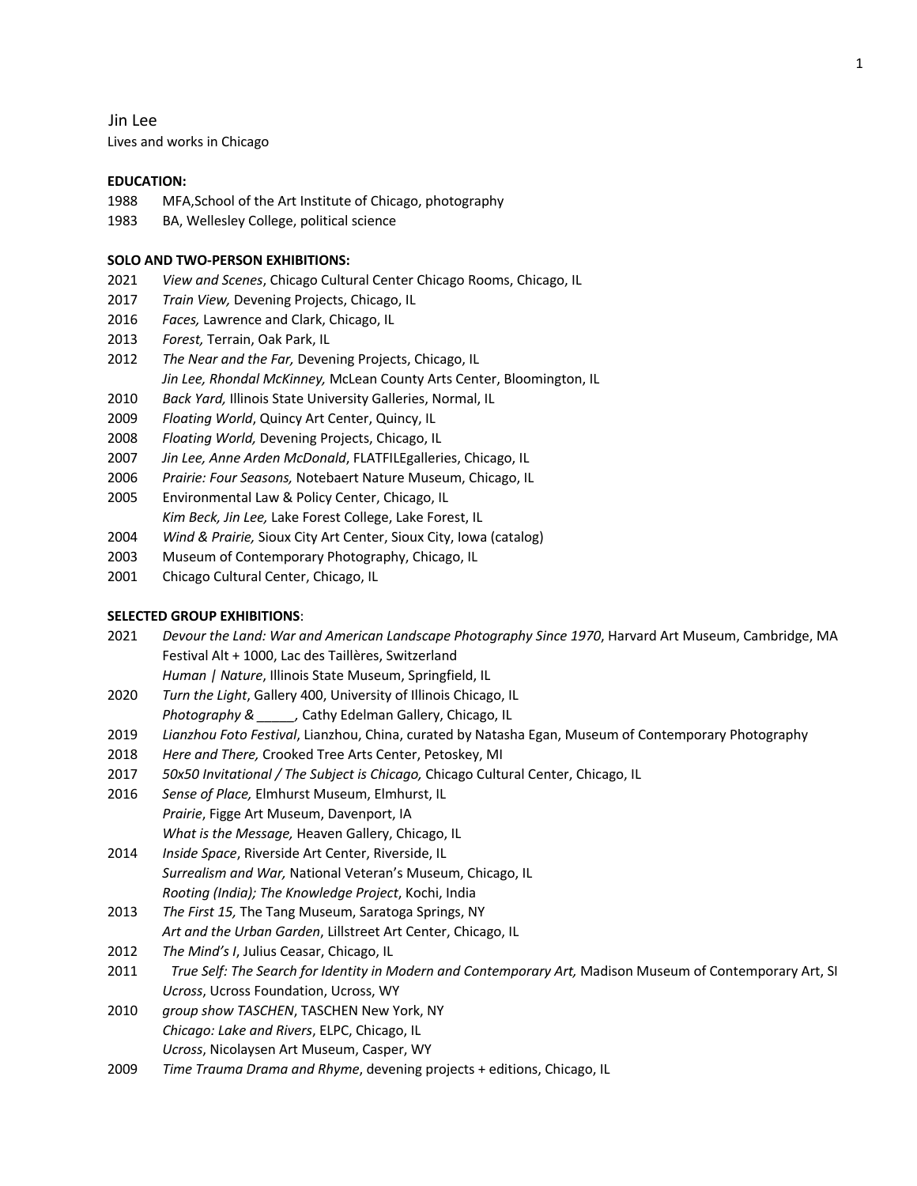Jin Lee

Lives and works in Chicago

**EDUCATION:**

1988 MFA,School of the Art Institute of Chicago, photography
1983 BA, Wellesley College, political science

**SOLO AND TWO-PERSON EXHIBITIONS:**

2021 *View and Scenes*, Chicago Cultural Center Chicago Rooms, Chicago, IL
2017 *Train View,* Devening Projects, Chicago, IL
2016 *Faces,* Lawrence and Clark, Chicago, IL
2013 *Forest,* Terrain, Oak Park, IL
2012 *The Near and the Far,* Devening Projects, Chicago, IL
*Jin Lee, Rhondal McKinney,* McLean County Arts Center, Bloomington, IL
2010 *Back Yard,* Illinois State University Galleries, Normal, IL
2009 *Floating World*, Quincy Art Center, Quincy, IL
2008 *Floating World,* Devening Projects, Chicago, IL
2007 *Jin Lee, Anne Arden McDonald*, FLATFILEgalleries, Chicago, IL
2006 *Prairie: Four Seasons,* Notebaert Nature Museum, Chicago, IL
2005 Environmental Law & Policy Center, Chicago, IL
*Kim Beck, Jin Lee,* Lake Forest College, Lake Forest, IL
2004 *Wind & Prairie,* Sioux City Art Center, Sioux City, Iowa (catalog)
2003 Museum of Contemporary Photography, Chicago, IL
2001 Chicago Cultural Center, Chicago, IL

**SELECTED GROUP EXHIBITIONS**:

2021 *Devour the Land: War and American Landscape Photography Since 1970*, Harvard Art Museum, Cambridge, MA
Festival Alt + 1000, Lac des Taillères, Switzerland
*Human | Nature*, Illinois State Museum, Springfield, IL
2020 *Turn the Light*, Gallery 400, University of Illinois Chicago, IL
*Photography & _____*, Cathy Edelman Gallery, Chicago, IL
2019 *Lianzhou Foto Festival*, Lianzhou, China, curated by Natasha Egan, Museum of Contemporary Photography
2018 *Here and There,* Crooked Tree Arts Center, Petoskey, MI
2017 *50x50 Invitational / The Subject is Chicago,* Chicago Cultural Center, Chicago, IL
2016 *Sense of Place,* Elmhurst Museum, Elmhurst, IL
*Prairie*, Figge Art Museum, Davenport, IA
*What is the Message,* Heaven Gallery, Chicago, IL
2014 *Inside Space*, Riverside Art Center, Riverside, IL
*Surrealism and War,* National Veteran's Museum, Chicago, IL
*Rooting (India); The Knowledge Project*, Kochi, India
2013 *The First 15,* The Tang Museum, Saratoga Springs, NY
*Art and the Urban Garden*, Lillstreet Art Center, Chicago, IL
2012 *The Mind's I*, Julius Ceasar, Chicago, IL
2011 *True Self: The Search for Identity in Modern and Contemporary Art,* Madison Museum of Contemporary Art, SI
*Ucross*, Ucross Foundation, Ucross, WY
2010 *group show TASCHEN*, TASCHEN New York, NY
*Chicago: Lake and Rivers*, ELPC, Chicago, IL
*Ucross*, Nicolaysen Art Museum, Casper, WY
2009 *Time Trauma Drama and Rhyme*, devening projects + editions, Chicago, IL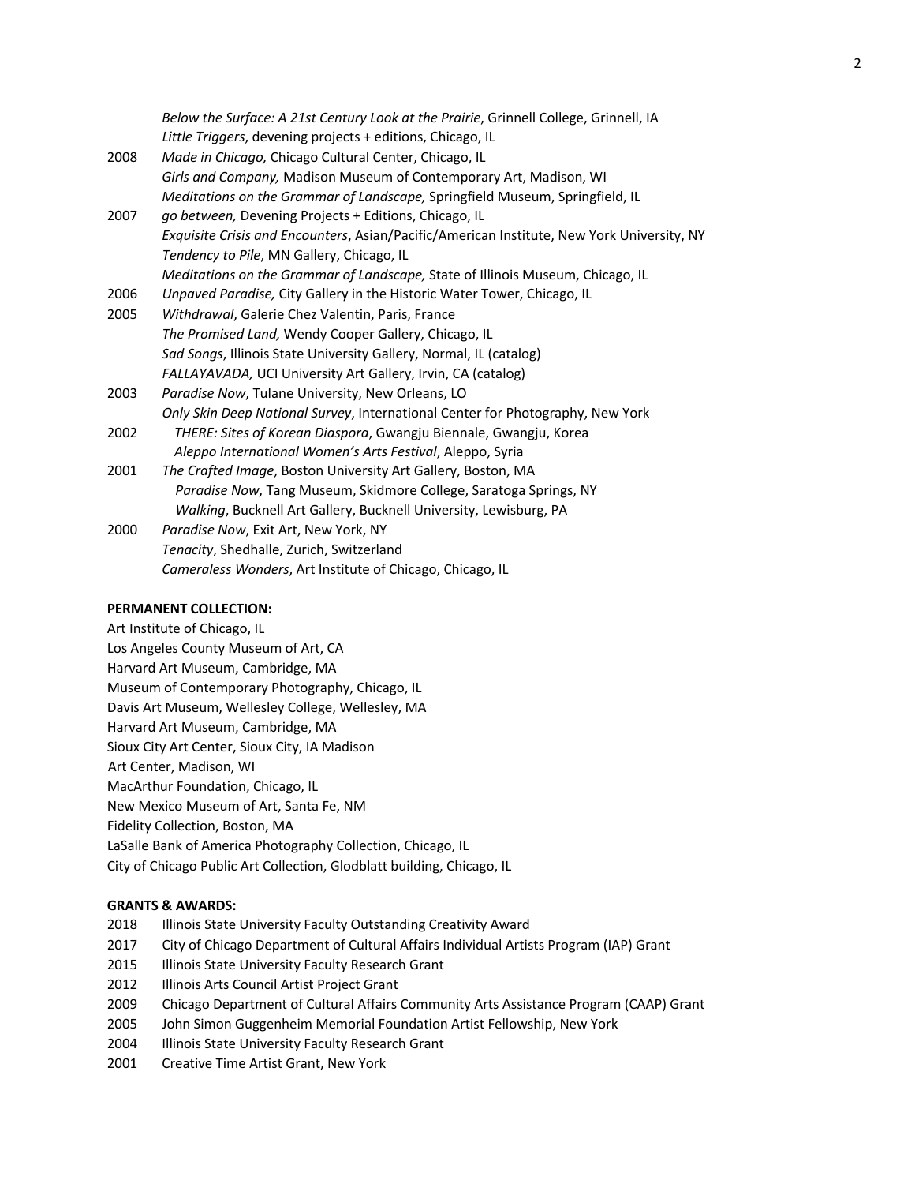Below the Surface: A 21st Century Look at the Prairie, Grinnell College, Grinnell, IA
Little Triggers, devening projects + editions, Chicago, IL

2008 *Made in Chicago,* Chicago Cultural Center, Chicago, IL
*Girls and Company,* Madison Museum of Contemporary Art, Madison, WI
*Meditations on the Grammar of Landscape,* Springfield Museum, Springfield, IL

2007 *go between,* Devening Projects + Editions, Chicago, IL
*Exquisite Crisis and Encounters*, Asian/Pacific/American Institute, New York University, NY
*Tendency to Pile*, MN Gallery, Chicago, IL
*Meditations on the Grammar of Landscape,* State of Illinois Museum, Chicago, IL

2006 *Unpaved Paradise,* City Gallery in the Historic Water Tower, Chicago, IL

2005 *Withdrawal*, Galerie Chez Valentin, Paris, France
*The Promised Land,* Wendy Cooper Gallery, Chicago, IL
*Sad Songs*, Illinois State University Gallery, Normal, IL (catalog)
*FALLAYAVADA,* UCI University Art Gallery, Irvin, CA (catalog)

2003 *Paradise Now*, Tulane University, New Orleans, LO
*Only Skin Deep National Survey*, International Center for Photography, New York

2002 *THERE: Sites of Korean Diaspora*, Gwangju Biennale, Gwangju, Korea
*Aleppo International Women's Arts Festival*, Aleppo, Syria

2001 *The Crafted Image*, Boston University Art Gallery, Boston, MA
*Paradise Now*, Tang Museum, Skidmore College, Saratoga Springs, NY
*Walking*, Bucknell Art Gallery, Bucknell University, Lewisburg, PA

2000 *Paradise Now*, Exit Art, New York, NY
*Tenacity*, Shedhalle, Zurich, Switzerland
*Cameraless Wonders*, Art Institute of Chicago, Chicago, IL

**PERMANENT COLLECTION:**

Art Institute of Chicago, IL
Los Angeles County Museum of Art, CA
Harvard Art Museum, Cambridge, MA
Museum of Contemporary Photography, Chicago, IL
Davis Art Museum, Wellesley College, Wellesley, MA
Harvard Art Museum, Cambridge, MA
Sioux City Art Center, Sioux City, IA Madison
Art Center, Madison, WI
MacArthur Foundation, Chicago, IL
New Mexico Museum of Art, Santa Fe, NM
Fidelity Collection, Boston, MA
LaSalle Bank of America Photography Collection, Chicago, IL
City of Chicago Public Art Collection, Glodblatt building, Chicago, IL

**GRANTS & AWARDS:**

2018 Illinois State University Faculty Outstanding Creativity Award
2017 City of Chicago Department of Cultural Affairs Individual Artists Program (IAP) Grant
2015 Illinois State University Faculty Research Grant
2012 Illinois Arts Council Artist Project Grant
2009 Chicago Department of Cultural Affairs Community Arts Assistance Program (CAAP) Grant
2005 John Simon Guggenheim Memorial Foundation Artist Fellowship, New York
2004 Illinois State University Faculty Research Grant
2001 Creative Time Artist Grant, New York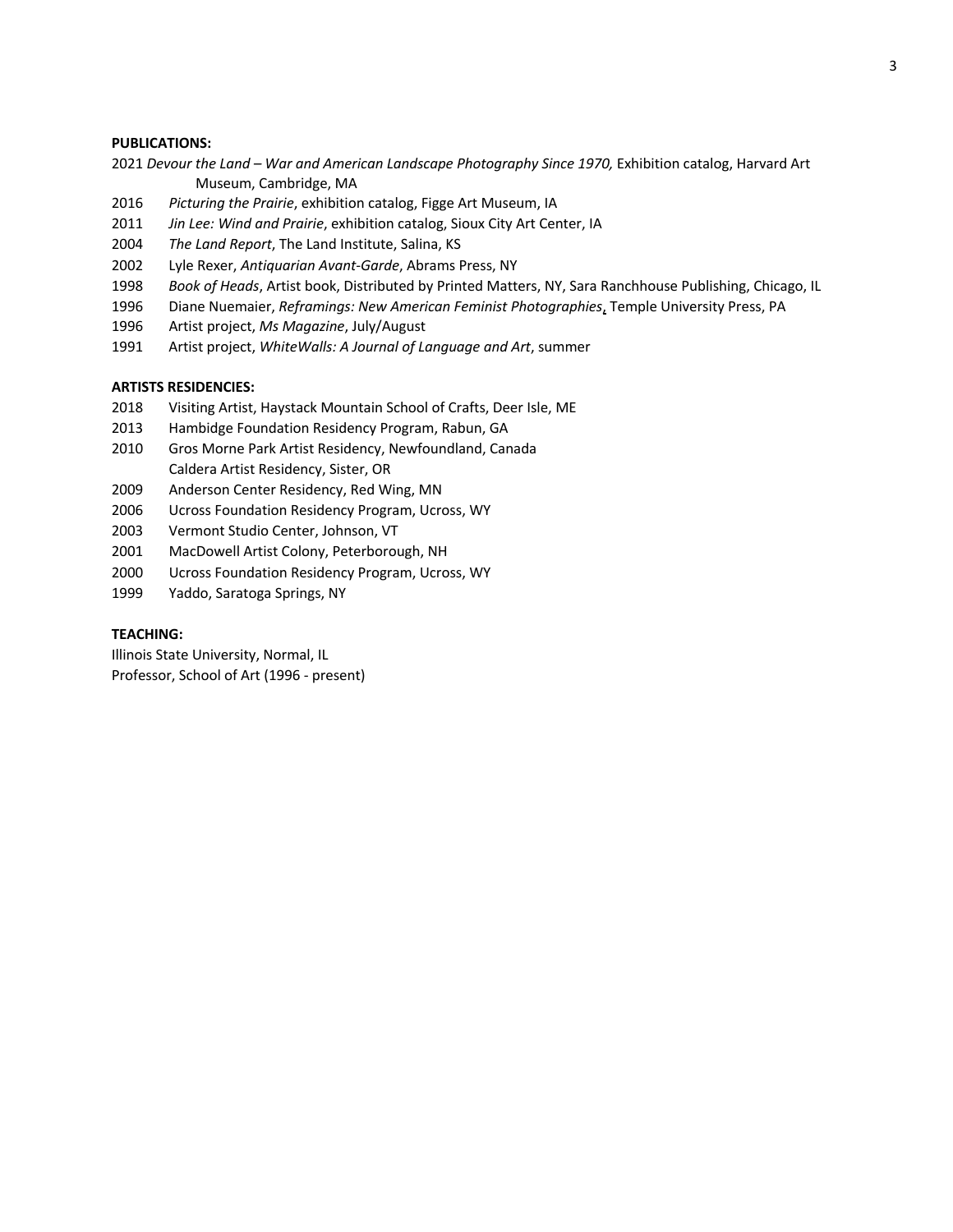**PUBLICATIONS:**

2021 *Devour the Land – War and American Landscape Photography Since 1970,* Exhibition catalog, Harvard Art Museum, Cambridge, MA

2016 *Picturing the Prairie*, exhibition catalog, Figge Art Museum, IA

2011 *Jin Lee: Wind and Prairie*, exhibition catalog, Sioux City Art Center, IA

2004 *The Land Report*, The Land Institute, Salina, KS

2002 Lyle Rexer, *Antiquarian Avant-Garde*, Abrams Press, NY

1998 *Book of Heads*, Artist book, Distributed by Printed Matters, NY, Sara Ranchhouse Publishing, Chicago, IL

1996 Diane Nuemaier, *Reframings: New American Feminist Photographies*, Temple University Press, PA

1996 Artist project, *Ms Magazine*, July/August

1991 Artist project, *WhiteWalls: A Journal of Language and Art*, summer

**ARTISTS RESIDENCIES:**

2018 Visiting Artist, Haystack Mountain School of Crafts, Deer Isle, ME

2013 Hambidge Foundation Residency Program, Rabun, GA

2010 Gros Morne Park Artist Residency, Newfoundland, Canada
Caldera Artist Residency, Sister, OR

2009 Anderson Center Residency, Red Wing, MN

2006 Ucross Foundation Residency Program, Ucross, WY

2003 Vermont Studio Center, Johnson, VT

2001 MacDowell Artist Colony, Peterborough, NH

2000 Ucross Foundation Residency Program, Ucross, WY

1999 Yaddo, Saratoga Springs, NY

**TEACHING:**

Illinois State University, Normal, IL
Professor, School of Art (1996 - present)